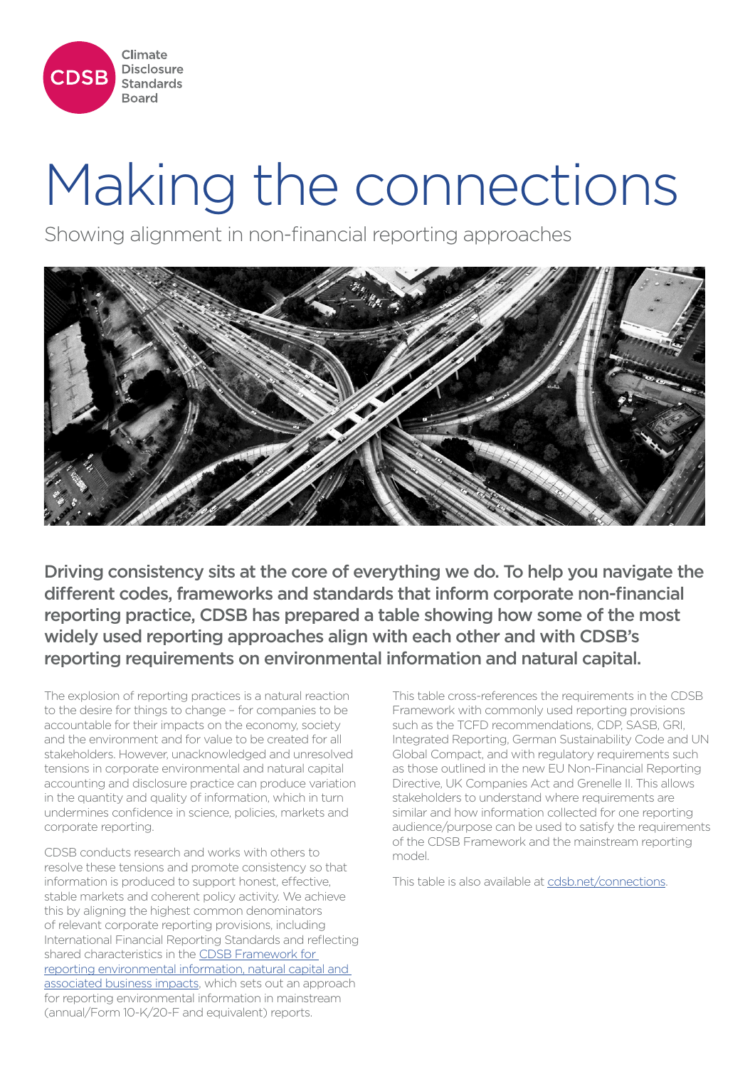Climate Disclosure Standards Board

# Making the connections

## Showing alignment in non-financial reporting approaches

**Driving consistency sits at the core of everything we do. To help you navigate the different codes, frameworks and standards that inform corporate non-financial reporting practice, CDSB has prepared a table showing how some of the most widely used reporting approaches align with each other and with CDSB's reporting requirements on environmental information and natural capital.**

The explosion of reporting practices is a natural reaction to the desire for things to change – for companies to be accountable for their impacts on the economy, society and the environment and for value to be created for all stakeholders. However, unacknowledged and unresolved tensions in corporate environmental and natural capital accounting and disclosure practice can produce variation in the quantity and quality of information, which in turn undermines confidence in science, policies, markets and corporate reporting.

CDSB conducts research and works with others to resolve these tensions and promote consistency so that information is produced to support honest, effective, stable markets and coherent policy activity. We achieve this by aligning the highest common denominators of relevant corporate reporting provisions, including International Financial Reporting Standards and reflecting shared characteristics in the CDSB Framework for reporting environmental information, natural capital and associated business impacts, which sets out an approach for reporting environmental information in mainstream (annual/Form 10-K/20-F and equivalent) reports.

This table cross-references the requirements in the CDSB Framework with commonly used reporting provisions such as the TCFD recommendations, CDP, SASB, GRI, Integrated Reporting, German Sustainability Code and UN Global Compact, and with regulatory requirements such as those outlined in the new EU Non-Financial Reporting Directive, UK Companies Act and Grenelle II. This allows stakeholders to understand where requirements are similar and how information collected for one reporting audience/purpose can be used to satisfy the requirements of the CDSB Framework and the mainstream reporting model.

This table is also available at cdsb.net/connections.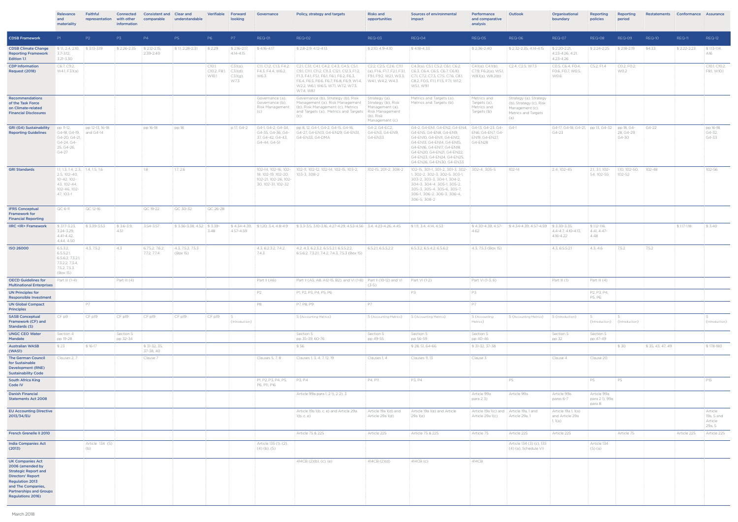| | Relevance and materiality | Faithful representation | Connected with other information | Consistent and comparable | Clear and understandable | Verifiable | Forward looking | Governance | Policy, strategy and targets | Risks and opportunities | Sources of environmental impact | Performance and comparative analysis | Outlook | Organisational boundary | Reporting policies | Reporting period | Restatements | Conformance | Assurance |
|---|---|---|---|---|---|---|---|---|---|---|---|---|---|---|---|---|---|---|---|
| **CDSB Framework** | P1 | P2 | P3 | P4 | P5 | P6 | P7 | REQ-01 | REQ-02 | REQ-03 | REQ-04 | REQ-05 | REQ-06 | REQ-07 | REQ-08 | REQ-09 | REQ-10 | REQ-11 | REQ-12 |
| **CDSB Climate Change Reporting Framework Edition 1.1** | § 1.1, 2.4, 2.10, 3.7-3.12, 3.21-3.30 | § 3.13-3.19 | § 2.26-2.35 | § 2.12-2.15, 2.39-2.40 | § 1.1, 2.28-2.31 | § 2.29 | § 2.16-2.17, 4.14-4.15 | § 4.16-4.17 | § 2.8-2.9, 4.12-4.13 | § 2.10, 4.9-4.10 | § 4.18-4.33 | § 2.36-2.40 | § 2.32-2.35, 4.14-4.15 | § 2.20-2.21, 4.23-4.26, 4.21, 4.23-4.26 | § 2.24-2.25 | § 2.18-2.19 | §4.33 | § 2.22-2.23 | § 1.13-1.14, A16 |
| **CDP Information Request (2018)** | C6.7, C9.2, W4.1, F3.1(a) | | | | | C10.1, C10.2, F8.1, W10.1 | C3.1(a), C3.1(d), C3.1(g), W7.3 | C1.1, C1.2, C1.3, F4.2, F4.3, F4.4, W6.2, W6.3 | C2.1, C3.1, C4.1, C4.2, C4.3, C4.5, C5.1, C9.1, C11.1, C11.2, C11.3, C12.1, C12.3, F1.2, F1.3, F4.1, F5.1, F6.1, F6.2, F6.3, F6.4, F6.5, F6.6, F6.7, F6.8, F6.9, W1.4, W2.2, W6.1, W6.5, W7.1, W7.2, W7.3, W7.4, W8.1 | C2.2, C2.5, C2.6, C11.1 (a), F1.6, F1.7, F2.1, F3.1, F9.1, F9.2, W2.1, W3.3, W4.1, W4.2, W4.3 | C4.3(a), C5.1, C5.2, C6.1, C6.2, C6.3, C6.4, C6.5, C6.7, C6.10, C7.1, C7.2, C7.3, C7.5, C7.6, C8.1, C8.2, FO.5, F1.1, F1.5, F7.1, W1.2, W5.1, W9.1 | C4.1(a), C4.1(b), C7.9, F6.2(a), W5.1, W8.1(a), W8.2(b) | C2.4, C2.5, W7.3 | C0.5, C6.4, F0.4, F0.6, F0.7, W0.5, W0.6 | C5.2, F1.4 | C0.2, F0.2, W0.2 | | | C10.1, C10.2, F8.1, W10.1 |
| **Recommendations of the Task Force on Climate-related Financial Disclosures** | | | | | | | | Governance (a), Governance (b), Risk Management (c) | Governance (b), Strategy (b), Risk Management (a), Risk Management (b), Risk Management (c), Metrics and Targets (a), Metrics and Targets (c) | Strategy (a), Strategy (b), Risk Management (a), Risk Management (b), Risk Management (c) | Metrics and Targets (a), Metrics and Targets (b) | Metrics and Targets (a), Metrics and Targets (b) | Strategy (a), Strategy (b), Strategy (c), Risk Management (c), Metrics and Targets (a) | | | | | | |
| **GRI (G4) Sustainability Reporting Guidelines** | pp 11-12, G4-18, G4-19, G4-20, G4-21, G4-24, G4-25, G4-26, G4-27 | pp 12-13, 16-18 and G4-14 | | pp 16-18 | pp 18 | | p 17, G4-2 | G4-1, G4-2, G4-34, G4-35, G4-36, G4-37, G4-42, G4-43, G4-44, G4-51 | pp 8, 12, G4-1, G4-2, G4-15, G4-16, G4-27, G4-EN13, G4-EN29, G4-EN31, G4-EN33, G4-DMA | G4-2, G4-EC2, G4-EN3, G4-EN9, G4-EN33 | G4-2, G4-EN1, G4-EN2, G4-EN4, G4-EN5, G4-EN8, G4-EN9, G4-EN10, G4-EN11, G4-EN12, G4-EN13, G4-EN14, G4-EN15, G4-EN16, G4-EN17, G4-EN18, G4-EN20, G4-EN21, G4-EN22, G4-EN23, G4-EN24, G4-EN25, G4-EN26, G4-EN30, G4-EN33 | G4-13, G4-23, G4-EN6, G4-EN7, G4-EN19, G4-EN27, G4-EN28 | G4-1 | G4-17, G4-18, G4-21, G4-23 | pp 13, G4-32 | pp 18, G4-28, G4-29, G4-30 | G4-22 | | pp 16-18, G4-32, G4-33 |
| **GRI Standards** | 1.1, 1.3, 1.4, 2.3, 2.5, 102-40, 10-42, 102-43, 102-44, 102-46, 102-47, 103-1 | 1.4, 1.5, 1.6 | | 1.8 | 1.7, 2.6 | | | 102-14, 102-16, 102-18, 102-19, 102-20, 102-21, 102-26, 102-30, 102-31, 102-32 | 102-11, 102-12, 102-14, 102-15, 103-2, 103-3, 308-2 | 102-15, 201-2, 308-2 | 102-15, 301-1, 301-2, 301-3, 302-1, 302-2, 302-3, 302-5, 303-1, 303-2, 303-3, 304-1, 304-2, 304-3, 304-4, 305-1, 305-2, 305-3, 305-4, 305-6, 305-7, 306-1, 306-2, 306-3, 306-4, 306-5, 308-2 | 302-4, 305-5 | 102-14 | 2.4, 102-45 | 2.1, 3.1, 102-54, 102-55 | 1.10, 102-50, 102-52 | 102-48 | | 102-56 |
| **IFRS Conceptual Framework for Financial Reporting** | QC 6-11 | QC 12-16 | | QC 19-22 | QC 30-32 | QC 26-28 | | | | | | | | | | | | | |
| **IIRC <IR> Framework** | § 3.17-3.23, 3.24-3.29, 4.41-4.42, 4.44, 4.50 | § 3.39-3.53 | § 3.6-3.9, 4.51 | 3.54-3.57 | § 3.36-3.38, 4.52 | § 3.39-3.48 | § 4.34-4.39, 4.57-4.59 | § 1.20, 3.4, 4.8-4.9 | § 3.3-3.5, 3.10-3.16, 4.27-4.29, 4.53-4.56 | 3.4, 4.23-4.26, 4.45 | § 1.11, 3.4, 4.14, 4.53 | § 4.30-4.39, 4.57-4.62 | § 4.34-4.39, 4.57-4.59 | § 3.30-3.35, 4.4-4.7, 4.10-4.13, 4.16-4.22 | § 1.12-1.16, 4.41, 4.47-4.48 | | | § 1.17-1.18 | § 3.40 |
| **ISO 26000** | 6.5.3.2, 6.5.5.2.1, 6.5.6.2, 7.3.2.1, 7.3.2.2, 7.3.4, 7.5.2, 7.5.3 (Box 15) | 4.3, 7.5.2 | 4.3 | 6.7.5.2, 7.6.2, 7.7.2, 7.7.4 | 4.3, 7.5.2, 7.5.3 (Box 15) | | | 4.3, 6.2.3.2, 7.4.2, 7.4.3 | 4.2, 4.3, 6.2.3.2, 6.5.5.2.1, 6.5.5.2.2, 6.5.6.2, 7.3.2.1, 7.4.2, 7.4.3, 7.5.3 (Box 15) | 6.5.2.1, 6.5.5.2.2 | 6.5.3.2, 6.5.4.2, 6.5.6.2 | 4.3, 7.5.3 (Box 15) | | 4.3, 6.5.5.2.1 | 4.3, 4.6 | 7.5.2 | 7.5.2 | | |
| **OECD Guidelines for Multinational Enterprises** | Part III (1-4) | | Part III (4) | | | | | Part II (A6) | Part II (A5, A8, A12-15, B2), and VI (1-8) | Part II (10-12) and VI (3-5) | Part VI (1-2) | Part VI (1-3, 6) | | Part III (1) | Part III (4) | | | | |
| **UN Principles for Responsible Investment** | | | | | | | | P2 | P1, P2, P3, P4, P5, P6 | | P3 | P3 | | | P2, P3, P4, P5, P6 | | | | |
| **UN Global Compact Principles** | | P7 | | | | | | P8 | P7, P8, P9 | P7 | | P7 | | | | | | | |
| **SASB Conceptual Framework (CF) and Standards (S)** | CF p9 | CF p19 | CF p19 | CF p19 | CF p19 | CF p19 | S (Introduction) | | S (Accounting Metrics) | S (Accounting Metrics) | S (Accounting Metrics) | S (Accounting Metrics) | S (Accounting Metrics) | S (Introduction) | S (Introduction) | S (Introduction) | | | S (Introduction) |
| **UNGC CEO Water Mandate** | Section 4 pp 19-28 | | Section 5 pp 32-34 | | | | | | Section 5 pp 35-39, 60-76 | Section 5 pp 49-55 | Section 5 pp 56-59 | Section 5 pp 40-46 | | Section 5 pp 32 | Section 5 pp 47-49 | | | | |
| **Australian WASB (WAS1)** | § 23 | § 16-17 | | § 31-32, 35, 37-38, 40 | | | | | § 56 | | § 28, 51, 64-66 | § 31-32, 37-38 | | | | § 30 | § 35, 43, 47, 49 | | § 178-180 |
| **The German Council for Sustainable Development (RNE) Sustainability Code** | Clauses 2, 7 | | | Clause 7 | | | | Clauses 5, 7, 8 | Clauses 1, 3, 4, 7, 12, 19 | Clauses 1, 4 | Clauses 11, 13 | Clause 3 | | Clause 4 | Clause 20 | | | | |
| **South Africa King Code IV** | | | | | | | | P1, P2, P3, P4, P5, P6, P11, P16 | P3, P4 | P4, P11 | P3, P4 | | P5 | | P5 | P5 | | | P15 |
| **Danish Financial Statements Act 2008** | | | | | | | | | Article 99a para 1, 2 1), 2 2), 3 | | | Article 99a para 2 3) | Article 99a | Article 99a paras 6-7 | Article 99a para 2 1), 99a, para 8 | | | | |
| **EU Accounting Directive 2013/34/EU** | | | | | | | | | Article 19a 1(b, c, e) and Article 29a 1(b, c, e) | Article 19a 1(d) and Article 29a 1(d) | Article 19a 1(e) and Article 29a 1(e) | Article 19a 1(c) and Article 29a 1(c) | Article 19a, 1 and Article 29a, 1 | Article 19a 1, 1(a) and Article 29a 1, 1(a) | | | | | Article 19a, 5 and Article 29a, 5 |
| **French Grenelle II 2010** | | | | | | | | | Article 75 & 225 | Article 225 | Article 75 & 225 | Article 75 | Article 225 | Article 225 | | Article 75 | | Article 225 | Article 225 |
| **India Companies Act (2013)** | | Article 134 (5) (b) | | | | | | Article 135 (1), (2), (4) (b), (5) | | | | | Article 134 (3) (c), 135 (4) (a), Schedule VII | | Article 134 (5) (a) | | | | |
| **UK Companies Act 2006 (amended by Strategic Report and Directors' Report Regulation 2013 and The Companies, Partnerships and Groups Regulations 2016)** | | | | | | | | | 414CB (2)(b), (c), (e) | 414CB (2)(d) | 414CB (c) | 414CB | | | | | | | |

March 2018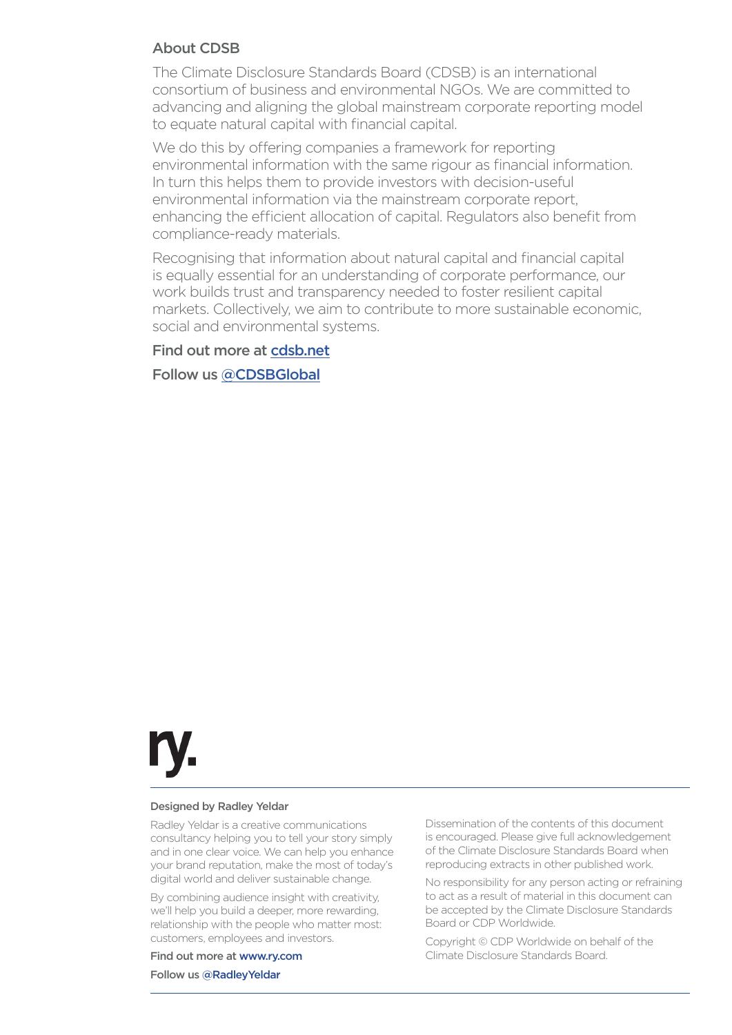## About CDSB

The Climate Disclosure Standards Board (CDSB) is an international consortium of business and environmental NGOs. We are committed to advancing and aligning the global mainstream corporate reporting model to equate natural capital with financial capital.

We do this by offering companies a framework for reporting environmental information with the same rigour as financial information. In turn this helps them to provide investors with decision-useful environmental information via the mainstream corporate report, enhancing the efficient allocation of capital. Regulators also benefit from compliance-ready materials.

Recognising that information about natural capital and financial capital is equally essential for an understanding of corporate performance, our work builds trust and transparency needed to foster resilient capital markets. Collectively, we aim to contribute to more sustainable economic, social and environmental systems.

**Find out more at cdsb.net**

**Follow us @CDSBGlobal**

ry.

**Designed by Radley Yeldar**

Radley Yeldar is a creative communications consultancy helping you to tell your story simply and in one clear voice. We can help you enhance your brand reputation, make the most of today's digital world and deliver sustainable change.

By combining audience insight with creativity, we'll help you build a deeper, more rewarding, relationship with the people who matter most: customers, employees and investors.

**Find out more at www.ry.com**

**Follow us @RadleyYeldar**

Dissemination of the contents of this document is encouraged. Please give full acknowledgement of the Climate Disclosure Standards Board when reproducing extracts in other published work.

No responsibility for any person acting or refraining to act as a result of material in this document can be accepted by the Climate Disclosure Standards Board or CDP Worldwide.

Copyright © CDP Worldwide on behalf of the Climate Disclosure Standards Board.